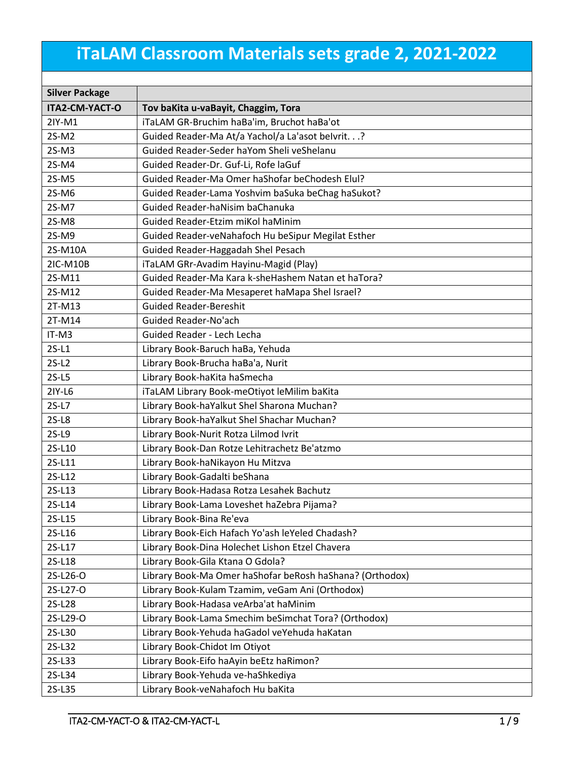# iTaLAM Classroom Materials sets grade 2, 2021-2022

| Silver Package | |
|---|---|
| **ITA2-CM-YACT-O** | **Tov baKita u-vaBayit, Chaggim, Tora** |
| 2IY-M1 | iTaLAM GR-Bruchim haBa'im, Bruchot haBa'ot |
| 2S-M2 | Guided Reader-Ma At/a Yachol/a La'asot beIvrit. . .? |
| 2S-M3 | Guided Reader-Seder haYom Sheli veShelanu |
| 2S-M4 | Guided Reader-Dr. Guf-Li, Rofe laGuf |
| 2S-M5 | Guided Reader-Ma Omer haShofar beChodesh Elul? |
| 2S-M6 | Guided Reader-Lama Yoshvim baSuka beChag haSukot? |
| 2S-M7 | Guided Reader-haNisim baChanuka |
| 2S-M8 | Guided Reader-Etzim miKol haMinim |
| 2S-M9 | Guided Reader-veNahafoch Hu beSipur Megilat Esther |
| 2S-M10A | Guided Reader-Haggadah Shel Pesach |
| 2IC-M10B | iTaLAM GRr-Avadim Hayinu-Magid (Play) |
| 2S-M11 | Guided Reader-Ma Kara k-sheHashem Natan et haTora? |
| 2S-M12 | Guided Reader-Ma Mesaperet haMapa Shel Israel? |
| 2T-M13 | Guided Reader-Bereshit |
| 2T-M14 | Guided Reader-No'ach |
| IT-M3 | Guided Reader - Lech Lecha |
| 2S-L1 | Library Book-Baruch haBa, Yehuda |
| 2S-L2 | Library Book-Brucha haBa'a, Nurit |
| 2S-L5 | Library Book-haKita haSmecha |
| 2IY-L6 | iTaLAM Library Book-meOtiyot leMilim baKita |
| 2S-L7 | Library Book-haYalkut Shel Sharona Muchan? |
| 2S-L8 | Library Book-haYalkut Shel Shachar Muchan? |
| 2S-L9 | Library Book-Nurit Rotza Lilmod Ivrit |
| 2S-L10 | Library Book-Dan Rotze Lehitrachetz Be'atzmo |
| 2S-L11 | Library Book-haNikayon Hu Mitzva |
| 2S-L12 | Library Book-Gadalti beShana |
| 2S-L13 | Library Book-Hadasa Rotza Lesahek Bachutz |
| 2S-L14 | Library Book-Lama Loveshet haZebra Pijama? |
| 2S-L15 | Library Book-Bina Re'eva |
| 2S-L16 | Library Book-Eich Hafach Yo'ash leYeled Chadash? |
| 2S-L17 | Library Book-Dina Holechet Lishon Etzel Chavera |
| 2S-L18 | Library Book-Gila Ktana O Gdola? |
| 2S-L26-O | Library Book-Ma Omer haShofar beRosh haShana? (Orthodox) |
| 2S-L27-O | Library Book-Kulam Tzamim, veGam Ani (Orthodox) |
| 2S-L28 | Library Book-Hadasa veArba'at haMinim |
| 2S-L29-O | Library Book-Lama Smechim beSimchat Tora? (Orthodox) |
| 2S-L30 | Library Book-Yehuda haGadol veYehuda haKatan |
| 2S-L32 | Library Book-Chidot Im Otiyot |
| 2S-L33 | Library Book-Eifo haAyin beEtz haRimon? |
| 2S-L34 | Library Book-Yehuda ve-haShkediya |
| 2S-L35 | Library Book-veNahafoch Hu baKita |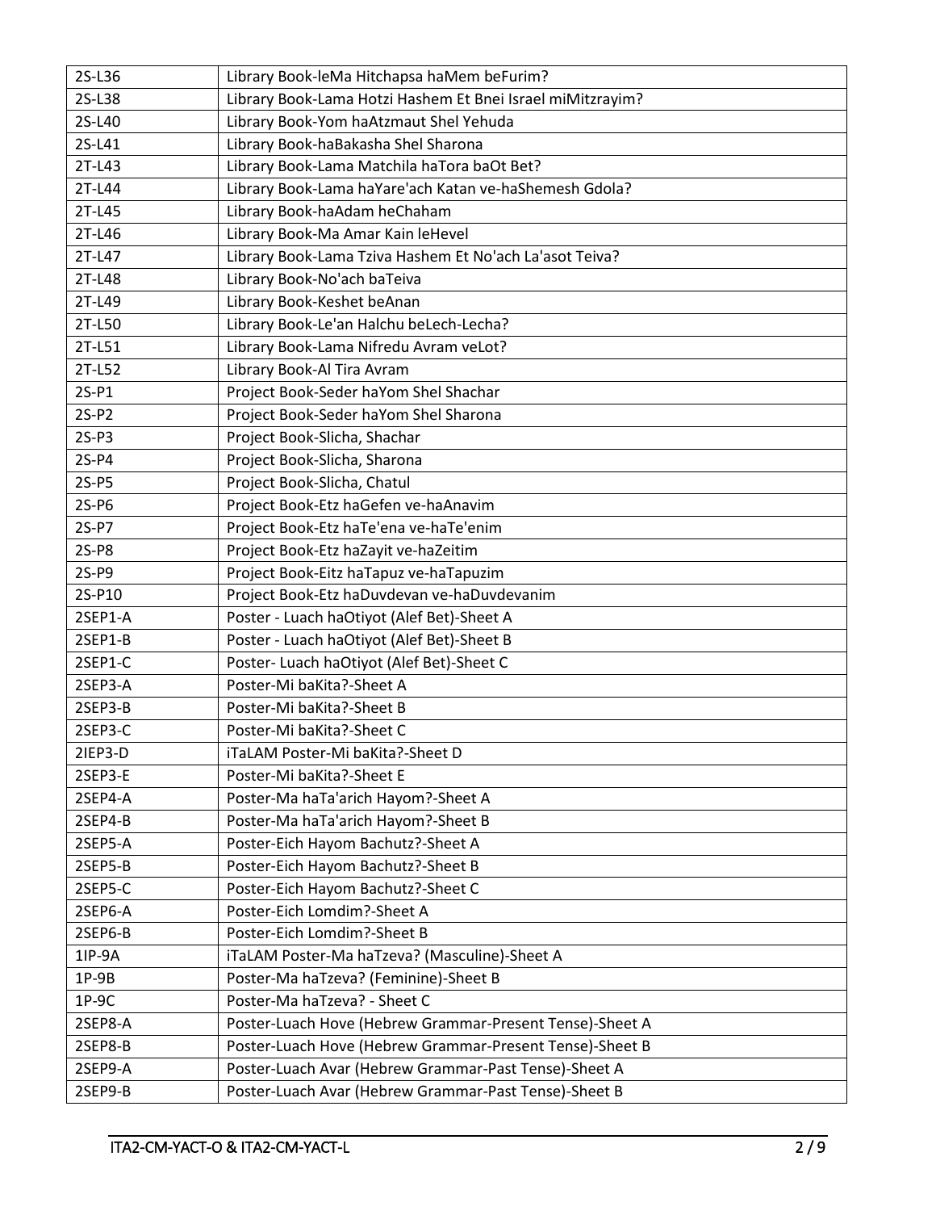| | |
|---|---|
| 2S-L36 | Library Book-leMa Hitchapsa haMem beFurim? |
| 2S-L38 | Library Book-Lama Hotzi Hashem Et Bnei Israel miMitzrayim? |
| 2S-L40 | Library Book-Yom haAtzmaut Shel Yehuda |
| 2S-L41 | Library Book-haBakasha Shel Sharona |
| 2T-L43 | Library Book-Lama Matchila haTora baOt Bet? |
| 2T-L44 | Library Book-Lama haYare'ach Katan ve-haShemesh Gdola? |
| 2T-L45 | Library Book-haAdam heChaham |
| 2T-L46 | Library Book-Ma Amar Kain leHevel |
| 2T-L47 | Library Book-Lama Tziva Hashem Et No'ach La'asot Teiva? |
| 2T-L48 | Library Book-No'ach baTeiva |
| 2T-L49 | Library Book-Keshet beAnan |
| 2T-L50 | Library Book-Le'an Halchu beLech-Lecha? |
| 2T-L51 | Library Book-Lama Nifredu Avram veLot? |
| 2T-L52 | Library Book-Al Tira Avram |
| 2S-P1 | Project Book-Seder haYom Shel Shachar |
| 2S-P2 | Project Book-Seder haYom Shel Sharona |
| 2S-P3 | Project Book-Slicha, Shachar |
| 2S-P4 | Project Book-Slicha, Sharona |
| 2S-P5 | Project Book-Slicha, Chatul |
| 2S-P6 | Project Book-Etz haGefen ve-haAnavim |
| 2S-P7 | Project Book-Etz haTe'ena ve-haTe'enim |
| 2S-P8 | Project Book-Etz haZayit ve-haZeitim |
| 2S-P9 | Project Book-Eitz haTapuz ve-haTapuzim |
| 2S-P10 | Project Book-Etz haDuvdevan ve-haDuvdevanim |
| 2SEP1-A | Poster - Luach haOtiyot (Alef Bet)-Sheet A |
| 2SEP1-B | Poster - Luach haOtiyot (Alef Bet)-Sheet B |
| 2SEP1-C | Poster- Luach haOtiyot (Alef Bet)-Sheet C |
| 2SEP3-A | Poster-Mi baKita?-Sheet A |
| 2SEP3-B | Poster-Mi baKita?-Sheet B |
| 2SEP3-C | Poster-Mi baKita?-Sheet C |
| 2IEP3-D | iTaLAM Poster-Mi baKita?-Sheet D |
| 2SEP3-E | Poster-Mi baKita?-Sheet E |
| 2SEP4-A | Poster-Ma haTa'arich Hayom?-Sheet A |
| 2SEP4-B | Poster-Ma haTa'arich Hayom?-Sheet B |
| 2SEP5-A | Poster-Eich Hayom Bachutz?-Sheet A |
| 2SEP5-B | Poster-Eich Hayom Bachutz?-Sheet B |
| 2SEP5-C | Poster-Eich Hayom Bachutz?-Sheet C |
| 2SEP6-A | Poster-Eich Lomdim?-Sheet A |
| 2SEP6-B | Poster-Eich Lomdim?-Sheet B |
| 1IP-9A | iTaLAM Poster-Ma haTzeva? (Masculine)-Sheet A |
| 1P-9B | Poster-Ma haTzeva? (Feminine)-Sheet B |
| 1P-9C | Poster-Ma haTzeva? - Sheet C |
| 2SEP8-A | Poster-Luach Hove (Hebrew Grammar-Present Tense)-Sheet A |
| 2SEP8-B | Poster-Luach Hove (Hebrew Grammar-Present Tense)-Sheet B |
| 2SEP9-A | Poster-Luach Avar (Hebrew Grammar-Past Tense)-Sheet A |
| 2SEP9-B | Poster-Luach Avar (Hebrew Grammar-Past Tense)-Sheet B |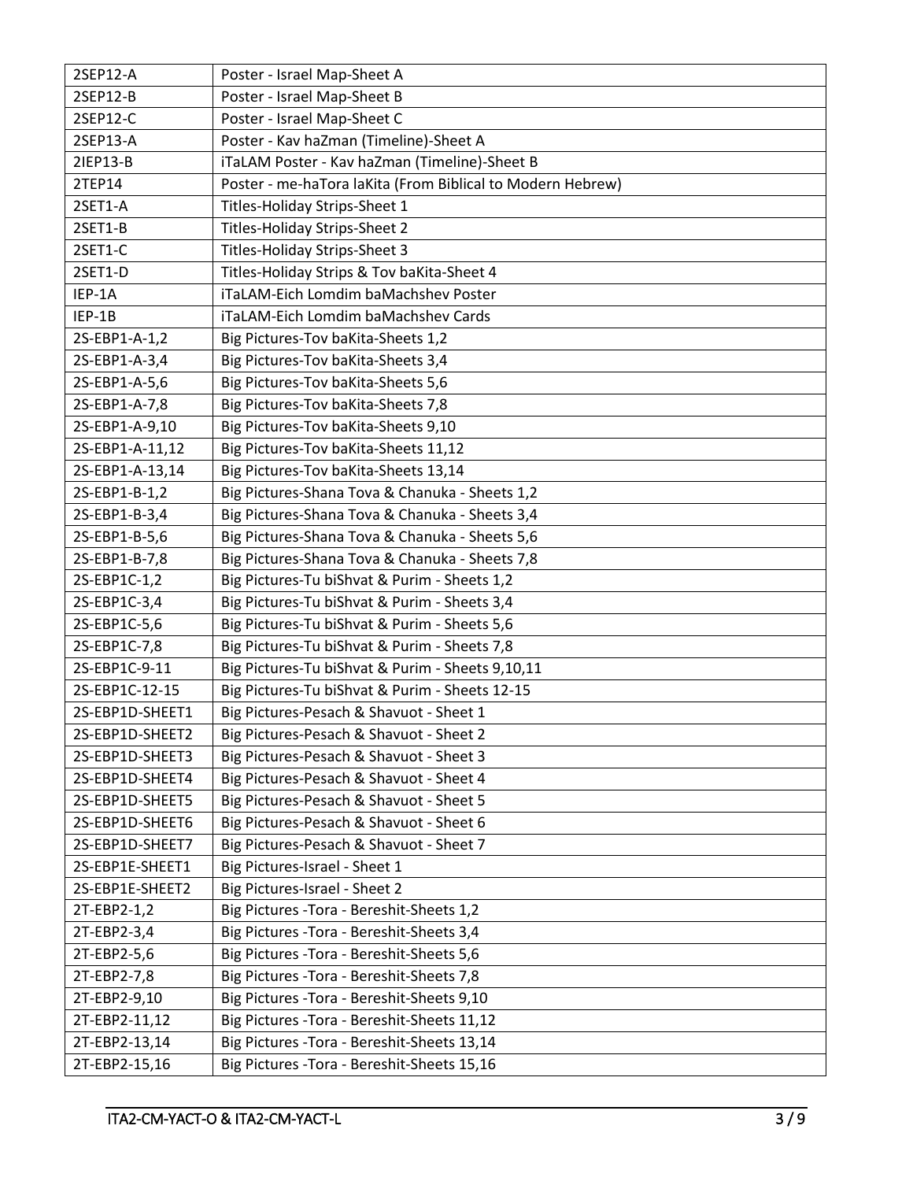| 2SEP12-A | Poster - Israel Map-Sheet A |
|---|---|
| 2SEP12-B | Poster - Israel Map-Sheet B |
| 2SEP12-C | Poster - Israel Map-Sheet C |
| 2SEP13-A | Poster - Kav haZman (Timeline)-Sheet A |
| 2IEP13-B | iTaLAM Poster - Kav haZman (Timeline)-Sheet B |
| 2TEP14 | Poster - me-haTora laKita (From Biblical to Modern Hebrew) |
| 2SET1-A | Titles-Holiday Strips-Sheet 1 |
| 2SET1-B | Titles-Holiday Strips-Sheet 2 |
| 2SET1-C | Titles-Holiday Strips-Sheet 3 |
| 2SET1-D | Titles-Holiday Strips & Tov baKita-Sheet 4 |
| IEP-1A | iTaLAM-Eich Lomdim baMachshev Poster |
| IEP-1B | iTaLAM-Eich Lomdim baMachshev Cards |
| 2S-EBP1-A-1,2 | Big Pictures-Tov baKita-Sheets 1,2 |
| 2S-EBP1-A-3,4 | Big Pictures-Tov baKita-Sheets 3,4 |
| 2S-EBP1-A-5,6 | Big Pictures-Tov baKita-Sheets 5,6 |
| 2S-EBP1-A-7,8 | Big Pictures-Tov baKita-Sheets 7,8 |
| 2S-EBP1-A-9,10 | Big Pictures-Tov baKita-Sheets 9,10 |
| 2S-EBP1-A-11,12 | Big Pictures-Tov baKita-Sheets 11,12 |
| 2S-EBP1-A-13,14 | Big Pictures-Tov baKita-Sheets 13,14 |
| 2S-EBP1-B-1,2 | Big Pictures-Shana Tova & Chanuka - Sheets 1,2 |
| 2S-EBP1-B-3,4 | Big Pictures-Shana Tova & Chanuka - Sheets 3,4 |
| 2S-EBP1-B-5,6 | Big Pictures-Shana Tova & Chanuka - Sheets 5,6 |
| 2S-EBP1-B-7,8 | Big Pictures-Shana Tova & Chanuka - Sheets 7,8 |
| 2S-EBP1C-1,2 | Big Pictures-Tu biShvat & Purim - Sheets 1,2 |
| 2S-EBP1C-3,4 | Big Pictures-Tu biShvat & Purim - Sheets 3,4 |
| 2S-EBP1C-5,6 | Big Pictures-Tu biShvat & Purim - Sheets 5,6 |
| 2S-EBP1C-7,8 | Big Pictures-Tu biShvat & Purim - Sheets 7,8 |
| 2S-EBP1C-9-11 | Big Pictures-Tu biShvat & Purim - Sheets 9,10,11 |
| 2S-EBP1C-12-15 | Big Pictures-Tu biShvat & Purim - Sheets 12-15 |
| 2S-EBP1D-SHEET1 | Big Pictures-Pesach & Shavuot - Sheet 1 |
| 2S-EBP1D-SHEET2 | Big Pictures-Pesach & Shavuot - Sheet 2 |
| 2S-EBP1D-SHEET3 | Big Pictures-Pesach & Shavuot - Sheet 3 |
| 2S-EBP1D-SHEET4 | Big Pictures-Pesach & Shavuot - Sheet 4 |
| 2S-EBP1D-SHEET5 | Big Pictures-Pesach & Shavuot - Sheet 5 |
| 2S-EBP1D-SHEET6 | Big Pictures-Pesach & Shavuot - Sheet 6 |
| 2S-EBP1D-SHEET7 | Big Pictures-Pesach & Shavuot - Sheet 7 |
| 2S-EBP1E-SHEET1 | Big Pictures-Israel - Sheet 1 |
| 2S-EBP1E-SHEET2 | Big Pictures-Israel - Sheet 2 |
| 2T-EBP2-1,2 | Big Pictures -Tora - Bereshit-Sheets 1,2 |
| 2T-EBP2-3,4 | Big Pictures -Tora - Bereshit-Sheets 3,4 |
| 2T-EBP2-5,6 | Big Pictures -Tora - Bereshit-Sheets 5,6 |
| 2T-EBP2-7,8 | Big Pictures -Tora - Bereshit-Sheets 7,8 |
| 2T-EBP2-9,10 | Big Pictures -Tora - Bereshit-Sheets 9,10 |
| 2T-EBP2-11,12 | Big Pictures -Tora - Bereshit-Sheets 11,12 |
| 2T-EBP2-13,14 | Big Pictures -Tora - Bereshit-Sheets 13,14 |
| 2T-EBP2-15,16 | Big Pictures -Tora - Bereshit-Sheets 15,16 |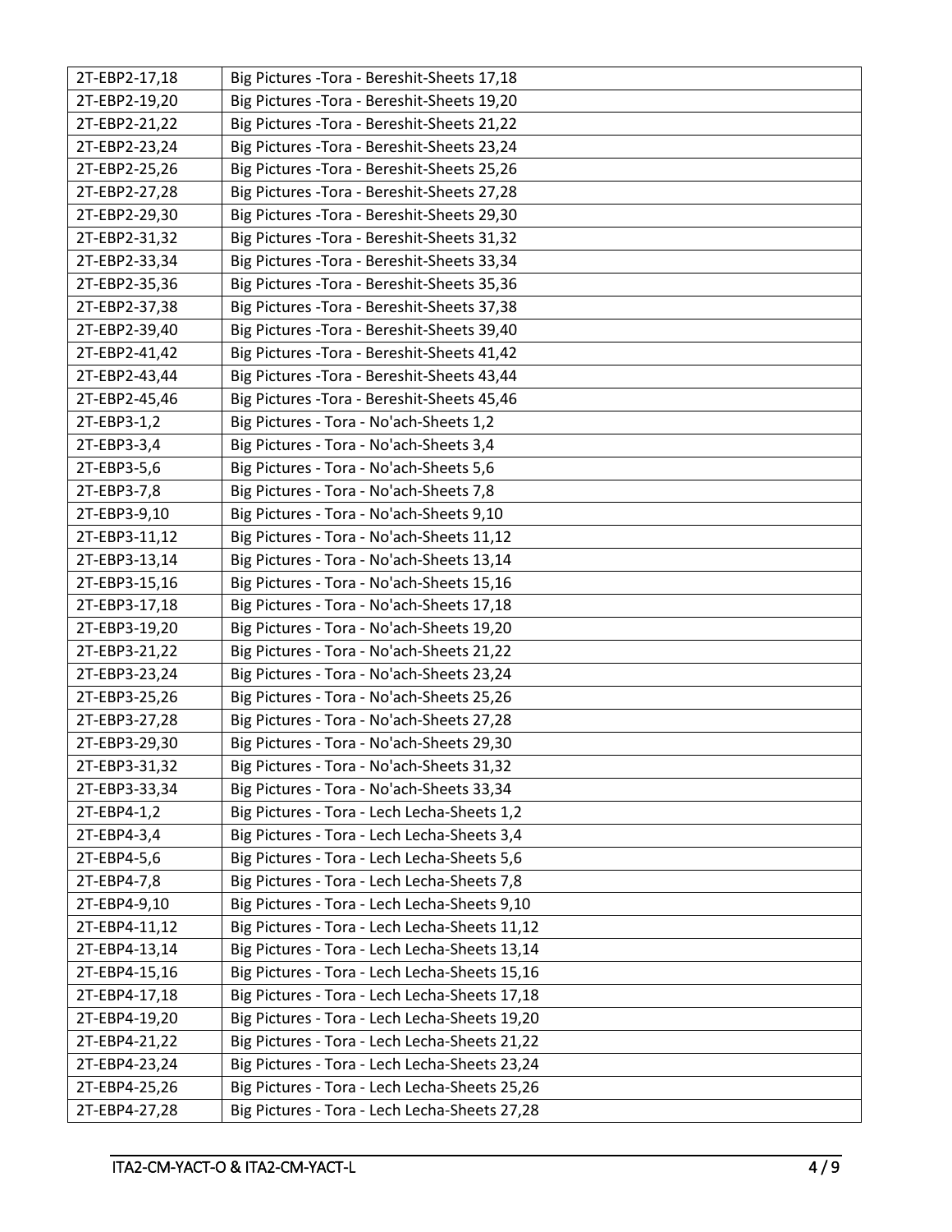| 2T-EBP2-17,18 | Big Pictures -Tora - Bereshit-Sheets 17,18 |
|---|---|
| 2T-EBP2-19,20 | Big Pictures -Tora - Bereshit-Sheets 19,20 |
| 2T-EBP2-21,22 | Big Pictures -Tora - Bereshit-Sheets 21,22 |
| 2T-EBP2-23,24 | Big Pictures -Tora - Bereshit-Sheets 23,24 |
| 2T-EBP2-25,26 | Big Pictures -Tora - Bereshit-Sheets 25,26 |
| 2T-EBP2-27,28 | Big Pictures -Tora - Bereshit-Sheets 27,28 |
| 2T-EBP2-29,30 | Big Pictures -Tora - Bereshit-Sheets 29,30 |
| 2T-EBP2-31,32 | Big Pictures -Tora - Bereshit-Sheets 31,32 |
| 2T-EBP2-33,34 | Big Pictures -Tora - Bereshit-Sheets 33,34 |
| 2T-EBP2-35,36 | Big Pictures -Tora - Bereshit-Sheets 35,36 |
| 2T-EBP2-37,38 | Big Pictures -Tora - Bereshit-Sheets 37,38 |
| 2T-EBP2-39,40 | Big Pictures -Tora - Bereshit-Sheets 39,40 |
| 2T-EBP2-41,42 | Big Pictures -Tora - Bereshit-Sheets 41,42 |
| 2T-EBP2-43,44 | Big Pictures -Tora - Bereshit-Sheets 43,44 |
| 2T-EBP2-45,46 | Big Pictures -Tora - Bereshit-Sheets 45,46 |
| 2T-EBP3-1,2 | Big Pictures - Tora - No'ach-Sheets 1,2 |
| 2T-EBP3-3,4 | Big Pictures - Tora - No'ach-Sheets 3,4 |
| 2T-EBP3-5,6 | Big Pictures - Tora - No'ach-Sheets 5,6 |
| 2T-EBP3-7,8 | Big Pictures - Tora - No'ach-Sheets 7,8 |
| 2T-EBP3-9,10 | Big Pictures - Tora - No'ach-Sheets 9,10 |
| 2T-EBP3-11,12 | Big Pictures - Tora - No'ach-Sheets 11,12 |
| 2T-EBP3-13,14 | Big Pictures - Tora - No'ach-Sheets 13,14 |
| 2T-EBP3-15,16 | Big Pictures - Tora - No'ach-Sheets 15,16 |
| 2T-EBP3-17,18 | Big Pictures - Tora - No'ach-Sheets 17,18 |
| 2T-EBP3-19,20 | Big Pictures - Tora - No'ach-Sheets 19,20 |
| 2T-EBP3-21,22 | Big Pictures - Tora - No'ach-Sheets 21,22 |
| 2T-EBP3-23,24 | Big Pictures - Tora - No'ach-Sheets 23,24 |
| 2T-EBP3-25,26 | Big Pictures - Tora - No'ach-Sheets 25,26 |
| 2T-EBP3-27,28 | Big Pictures - Tora - No'ach-Sheets 27,28 |
| 2T-EBP3-29,30 | Big Pictures - Tora - No'ach-Sheets 29,30 |
| 2T-EBP3-31,32 | Big Pictures - Tora - No'ach-Sheets 31,32 |
| 2T-EBP3-33,34 | Big Pictures - Tora - No'ach-Sheets 33,34 |
| 2T-EBP4-1,2 | Big Pictures - Tora - Lech Lecha-Sheets 1,2 |
| 2T-EBP4-3,4 | Big Pictures - Tora - Lech Lecha-Sheets 3,4 |
| 2T-EBP4-5,6 | Big Pictures - Tora - Lech Lecha-Sheets 5,6 |
| 2T-EBP4-7,8 | Big Pictures - Tora - Lech Lecha-Sheets 7,8 |
| 2T-EBP4-9,10 | Big Pictures - Tora - Lech Lecha-Sheets 9,10 |
| 2T-EBP4-11,12 | Big Pictures - Tora - Lech Lecha-Sheets 11,12 |
| 2T-EBP4-13,14 | Big Pictures - Tora - Lech Lecha-Sheets 13,14 |
| 2T-EBP4-15,16 | Big Pictures - Tora - Lech Lecha-Sheets 15,16 |
| 2T-EBP4-17,18 | Big Pictures - Tora - Lech Lecha-Sheets 17,18 |
| 2T-EBP4-19,20 | Big Pictures - Tora - Lech Lecha-Sheets 19,20 |
| 2T-EBP4-21,22 | Big Pictures - Tora - Lech Lecha-Sheets 21,22 |
| 2T-EBP4-23,24 | Big Pictures - Tora - Lech Lecha-Sheets 23,24 |
| 2T-EBP4-25,26 | Big Pictures - Tora - Lech Lecha-Sheets 25,26 |
| 2T-EBP4-27,28 | Big Pictures - Tora - Lech Lecha-Sheets 27,28 |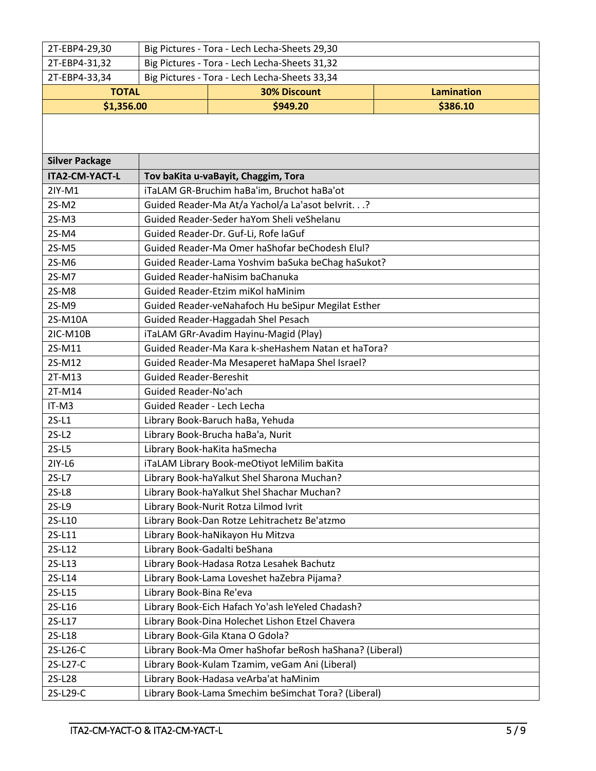| | |
|---|---|
| 2T-EBP4-29,30 | Big Pictures - Tora - Lech Lecha-Sheets 29,30 |
| 2T-EBP4-31,32 | Big Pictures - Tora - Lech Lecha-Sheets 31,32 |
| 2T-EBP4-33,34 | Big Pictures - Tora - Lech Lecha-Sheets 33,34 |

| TOTAL | 30% Discount | Lamination |
|---|---|---|
| $1,356.00 | $949.20 | $386.10 |

| Silver Package | |
|---|---|
| **ITA2-CM-YACT-L** | **Tov baKita u-vaBayit, Chaggim, Tora** |
| 2IY-M1 | iTaLAM GR-Bruchim haBa'im, Bruchot haBa'ot |
| 2S-M2 | Guided Reader-Ma At/a Yachol/a La'asot beIvrit. . .? |
| 2S-M3 | Guided Reader-Seder haYom Sheli veShelanu |
| 2S-M4 | Guided Reader-Dr. Guf-Li, Rofe laGuf |
| 2S-M5 | Guided Reader-Ma Omer haShofar beChodesh Elul? |
| 2S-M6 | Guided Reader-Lama Yoshvim baSuka beChag haSukot? |
| 2S-M7 | Guided Reader-haNisim baChanuka |
| 2S-M8 | Guided Reader-Etzim miKol haMinim |
| 2S-M9 | Guided Reader-veNahafoch Hu beSipur Megilat Esther |
| 2S-M10A | Guided Reader-Haggadah Shel Pesach |
| 2IC-M10B | iTaLAM GRr-Avadim Hayinu-Magid (Play) |
| 2S-M11 | Guided Reader-Ma Kara k-sheHashem Natan et haTora? |
| 2S-M12 | Guided Reader-Ma Mesaperet haMapa Shel Israel? |
| 2T-M13 | Guided Reader-Bereshit |
| 2T-M14 | Guided Reader-No'ach |
| IT-M3 | Guided Reader - Lech Lecha |
| 2S-L1 | Library Book-Baruch haBa, Yehuda |
| 2S-L2 | Library Book-Brucha haBa'a, Nurit |
| 2S-L5 | Library Book-haKita haSmecha |
| 2IY-L6 | iTaLAM Library Book-meOtiyot leMilim baKita |
| 2S-L7 | Library Book-haYalkut Shel Sharona Muchan? |
| 2S-L8 | Library Book-haYalkut Shel Shachar Muchan? |
| 2S-L9 | Library Book-Nurit Rotza Lilmod Ivrit |
| 2S-L10 | Library Book-Dan Rotze Lehitrachetz Be'atzmo |
| 2S-L11 | Library Book-haNikayon Hu Mitzva |
| 2S-L12 | Library Book-Gadalti beShana |
| 2S-L13 | Library Book-Hadasa Rotza Lesahek Bachutz |
| 2S-L14 | Library Book-Lama Loveshet haZebra Pijama? |
| 2S-L15 | Library Book-Bina Re'eva |
| 2S-L16 | Library Book-Eich Hafach Yo'ash leYeled Chadash? |
| 2S-L17 | Library Book-Dina Holechet Lishon Etzel Chavera |
| 2S-L18 | Library Book-Gila Ktana O Gdola? |
| 2S-L26-C | Library Book-Ma Omer haShofar beRosh haShana? (Liberal) |
| 2S-L27-C | Library Book-Kulam Tzamim, veGam Ani (Liberal) |
| 2S-L28 | Library Book-Hadasa veArba'at haMinim |
| 2S-L29-C | Library Book-Lama Smechim beSimchat Tora? (Liberal) |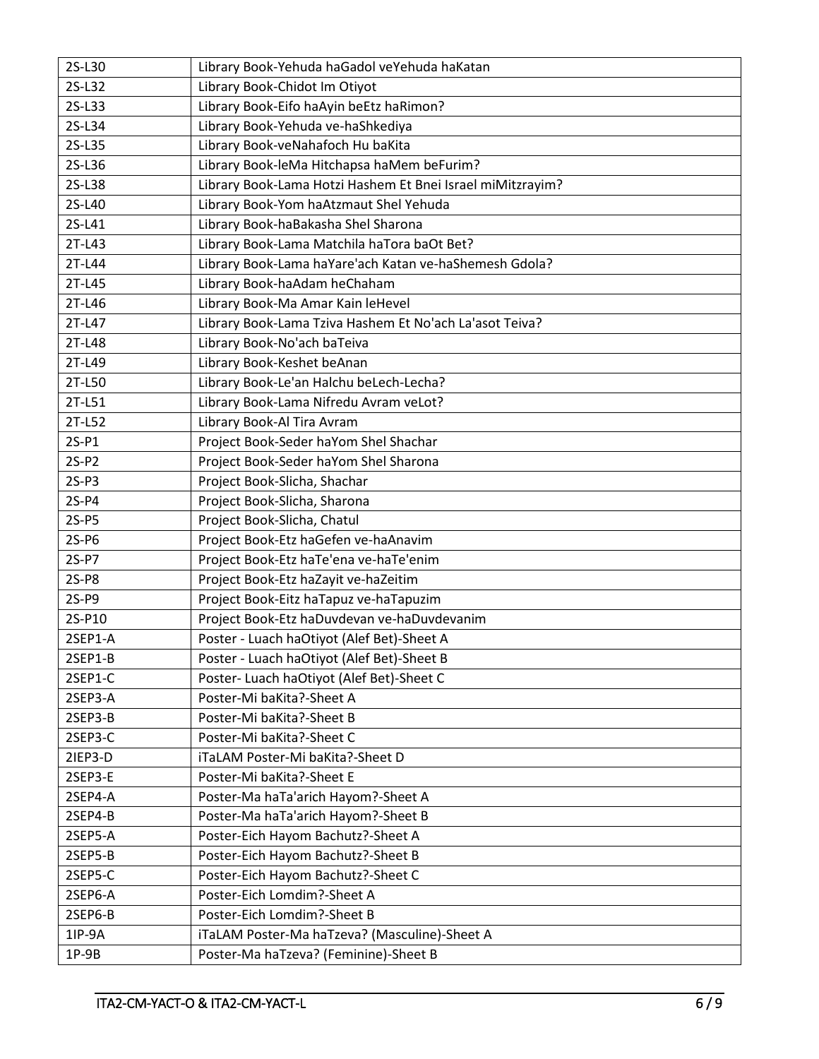| 2S-L30 | Library Book-Yehuda haGadol veYehuda haKatan |
|---|---|
| 2S-L32 | Library Book-Chidot Im Otiyot |
| 2S-L33 | Library Book-Eifo haAyin beEtz haRimon? |
| 2S-L34 | Library Book-Yehuda ve-haShkediya |
| 2S-L35 | Library Book-veNahafoch Hu baKita |
| 2S-L36 | Library Book-leMa Hitchapsa haMem beFurim? |
| 2S-L38 | Library Book-Lama Hotzi Hashem Et Bnei Israel miMitzrayim? |
| 2S-L40 | Library Book-Yom haAtzmaut Shel Yehuda |
| 2S-L41 | Library Book-haBakasha Shel Sharona |
| 2T-L43 | Library Book-Lama Matchila haTora baOt Bet? |
| 2T-L44 | Library Book-Lama haYare'ach Katan ve-haShemesh Gdola? |
| 2T-L45 | Library Book-haAdam heChaham |
| 2T-L46 | Library Book-Ma Amar Kain leHevel |
| 2T-L47 | Library Book-Lama Tziva Hashem Et No'ach La'asot Teiva? |
| 2T-L48 | Library Book-No'ach baTeiva |
| 2T-L49 | Library Book-Keshet beAnan |
| 2T-L50 | Library Book-Le'an Halchu beLech-Lecha? |
| 2T-L51 | Library Book-Lama Nifredu Avram veLot? |
| 2T-L52 | Library Book-Al Tira Avram |
| 2S-P1 | Project Book-Seder haYom Shel Shachar |
| 2S-P2 | Project Book-Seder haYom Shel Sharona |
| 2S-P3 | Project Book-Slicha, Shachar |
| 2S-P4 | Project Book-Slicha, Sharona |
| 2S-P5 | Project Book-Slicha, Chatul |
| 2S-P6 | Project Book-Etz haGefen ve-haAnavim |
| 2S-P7 | Project Book-Etz haTe'ena ve-haTe'enim |
| 2S-P8 | Project Book-Etz haZayit ve-haZeitim |
| 2S-P9 | Project Book-Eitz haTapuz ve-haTapuzim |
| 2S-P10 | Project Book-Etz haDuvdevan ve-haDuvdevanim |
| 2SEP1-A | Poster - Luach haOtiyot (Alef Bet)-Sheet A |
| 2SEP1-B | Poster - Luach haOtiyot (Alef Bet)-Sheet B |
| 2SEP1-C | Poster- Luach haOtiyot (Alef Bet)-Sheet C |
| 2SEP3-A | Poster-Mi baKita?-Sheet A |
| 2SEP3-B | Poster-Mi baKita?-Sheet B |
| 2SEP3-C | Poster-Mi baKita?-Sheet C |
| 2IEP3-D | iTaLAM Poster-Mi baKita?-Sheet D |
| 2SEP3-E | Poster-Mi baKita?-Sheet E |
| 2SEP4-A | Poster-Ma haTa'arich Hayom?-Sheet A |
| 2SEP4-B | Poster-Ma haTa'arich Hayom?-Sheet B |
| 2SEP5-A | Poster-Eich Hayom Bachutz?-Sheet A |
| 2SEP5-B | Poster-Eich Hayom Bachutz?-Sheet B |
| 2SEP5-C | Poster-Eich Hayom Bachutz?-Sheet C |
| 2SEP6-A | Poster-Eich Lomdim?-Sheet A |
| 2SEP6-B | Poster-Eich Lomdim?-Sheet B |
| 1IP-9A | iTaLAM Poster-Ma haTzeva? (Masculine)-Sheet A |
| 1P-9B | Poster-Ma haTzeva? (Feminine)-Sheet B |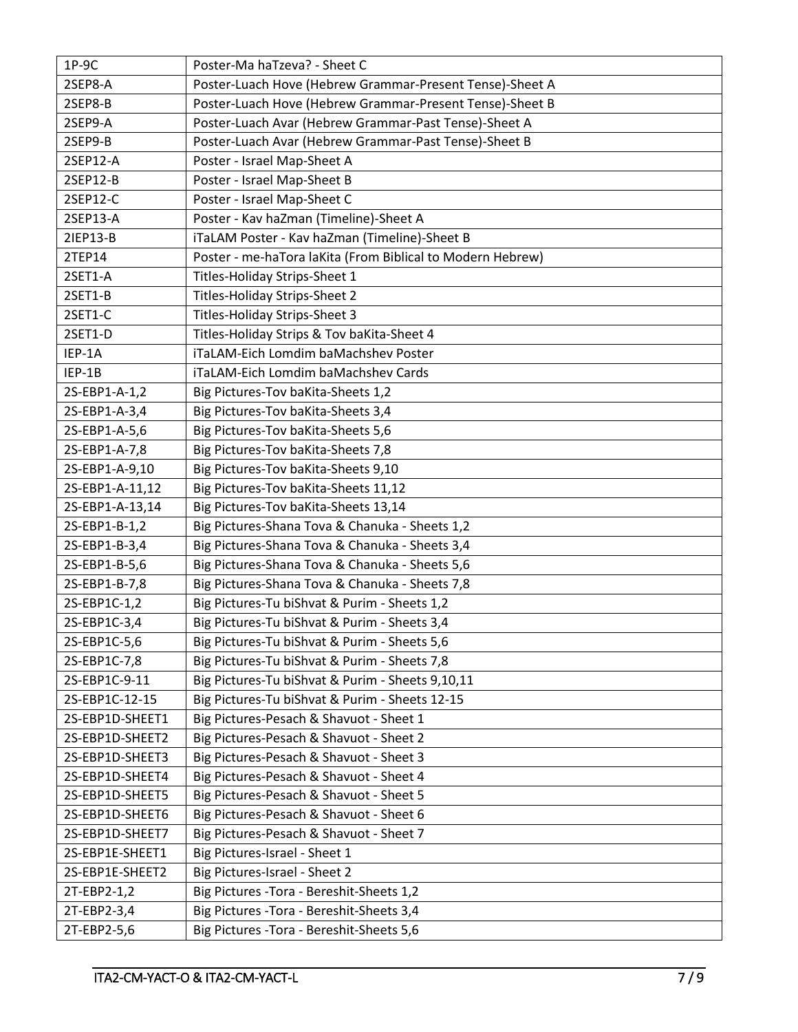| 1P-9C | Poster-Ma haTzeva? - Sheet C |
|---|---|
| 2SEP8-A | Poster-Luach Hove (Hebrew Grammar-Present Tense)-Sheet A |
| 2SEP8-B | Poster-Luach Hove (Hebrew Grammar-Present Tense)-Sheet B |
| 2SEP9-A | Poster-Luach Avar (Hebrew Grammar-Past Tense)-Sheet A |
| 2SEP9-B | Poster-Luach Avar (Hebrew Grammar-Past Tense)-Sheet B |
| 2SEP12-A | Poster - Israel Map-Sheet A |
| 2SEP12-B | Poster - Israel Map-Sheet B |
| 2SEP12-C | Poster - Israel Map-Sheet C |
| 2SEP13-A | Poster - Kav haZman (Timeline)-Sheet A |
| 2IEP13-B | iTaLAM Poster - Kav haZman (Timeline)-Sheet B |
| 2TEP14 | Poster - me-haTora laKita (From Biblical to Modern Hebrew) |
| 2SET1-A | Titles-Holiday Strips-Sheet 1 |
| 2SET1-B | Titles-Holiday Strips-Sheet 2 |
| 2SET1-C | Titles-Holiday Strips-Sheet 3 |
| 2SET1-D | Titles-Holiday Strips & Tov baKita-Sheet 4 |
| IEP-1A | iTaLAM-Eich Lomdim baMachshev Poster |
| IEP-1B | iTaLAM-Eich Lomdim baMachshev Cards |
| 2S-EBP1-A-1,2 | Big Pictures-Tov baKita-Sheets 1,2 |
| 2S-EBP1-A-3,4 | Big Pictures-Tov baKita-Sheets 3,4 |
| 2S-EBP1-A-5,6 | Big Pictures-Tov baKita-Sheets 5,6 |
| 2S-EBP1-A-7,8 | Big Pictures-Tov baKita-Sheets 7,8 |
| 2S-EBP1-A-9,10 | Big Pictures-Tov baKita-Sheets 9,10 |
| 2S-EBP1-A-11,12 | Big Pictures-Tov baKita-Sheets 11,12 |
| 2S-EBP1-A-13,14 | Big Pictures-Tov baKita-Sheets 13,14 |
| 2S-EBP1-B-1,2 | Big Pictures-Shana Tova & Chanuka - Sheets 1,2 |
| 2S-EBP1-B-3,4 | Big Pictures-Shana Tova & Chanuka - Sheets 3,4 |
| 2S-EBP1-B-5,6 | Big Pictures-Shana Tova & Chanuka - Sheets 5,6 |
| 2S-EBP1-B-7,8 | Big Pictures-Shana Tova & Chanuka - Sheets 7,8 |
| 2S-EBP1C-1,2 | Big Pictures-Tu biShvat & Purim - Sheets 1,2 |
| 2S-EBP1C-3,4 | Big Pictures-Tu biShvat & Purim - Sheets 3,4 |
| 2S-EBP1C-5,6 | Big Pictures-Tu biShvat & Purim - Sheets 5,6 |
| 2S-EBP1C-7,8 | Big Pictures-Tu biShvat & Purim - Sheets 7,8 |
| 2S-EBP1C-9-11 | Big Pictures-Tu biShvat & Purim - Sheets 9,10,11 |
| 2S-EBP1C-12-15 | Big Pictures-Tu biShvat & Purim - Sheets 12-15 |
| 2S-EBP1D-SHEET1 | Big Pictures-Pesach & Shavuot - Sheet 1 |
| 2S-EBP1D-SHEET2 | Big Pictures-Pesach & Shavuot - Sheet 2 |
| 2S-EBP1D-SHEET3 | Big Pictures-Pesach & Shavuot - Sheet 3 |
| 2S-EBP1D-SHEET4 | Big Pictures-Pesach & Shavuot - Sheet 4 |
| 2S-EBP1D-SHEET5 | Big Pictures-Pesach & Shavuot - Sheet 5 |
| 2S-EBP1D-SHEET6 | Big Pictures-Pesach & Shavuot - Sheet 6 |
| 2S-EBP1D-SHEET7 | Big Pictures-Pesach & Shavuot - Sheet 7 |
| 2S-EBP1E-SHEET1 | Big Pictures-Israel - Sheet 1 |
| 2S-EBP1E-SHEET2 | Big Pictures-Israel - Sheet 2 |
| 2T-EBP2-1,2 | Big Pictures -Tora - Bereshit-Sheets 1,2 |
| 2T-EBP2-3,4 | Big Pictures -Tora - Bereshit-Sheets 3,4 |
| 2T-EBP2-5,6 | Big Pictures -Tora - Bereshit-Sheets 5,6 |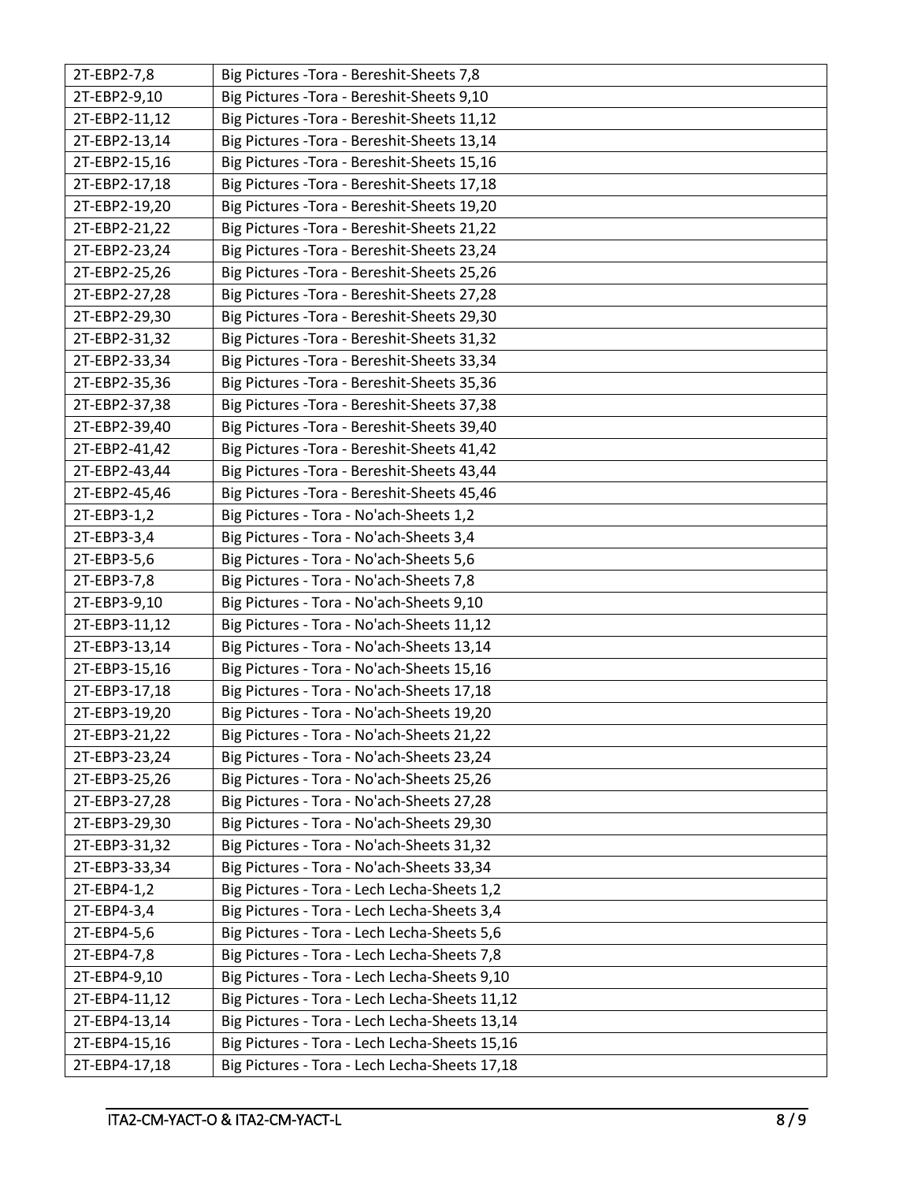| 2T-EBP2-7,8 | Big Pictures -Tora - Bereshit-Sheets 7,8 |
|---|---|
| 2T-EBP2-9,10 | Big Pictures -Tora - Bereshit-Sheets 9,10 |
| 2T-EBP2-11,12 | Big Pictures -Tora - Bereshit-Sheets 11,12 |
| 2T-EBP2-13,14 | Big Pictures -Tora - Bereshit-Sheets 13,14 |
| 2T-EBP2-15,16 | Big Pictures -Tora - Bereshit-Sheets 15,16 |
| 2T-EBP2-17,18 | Big Pictures -Tora - Bereshit-Sheets 17,18 |
| 2T-EBP2-19,20 | Big Pictures -Tora - Bereshit-Sheets 19,20 |
| 2T-EBP2-21,22 | Big Pictures -Tora - Bereshit-Sheets 21,22 |
| 2T-EBP2-23,24 | Big Pictures -Tora - Bereshit-Sheets 23,24 |
| 2T-EBP2-25,26 | Big Pictures -Tora - Bereshit-Sheets 25,26 |
| 2T-EBP2-27,28 | Big Pictures -Tora - Bereshit-Sheets 27,28 |
| 2T-EBP2-29,30 | Big Pictures -Tora - Bereshit-Sheets 29,30 |
| 2T-EBP2-31,32 | Big Pictures -Tora - Bereshit-Sheets 31,32 |
| 2T-EBP2-33,34 | Big Pictures -Tora - Bereshit-Sheets 33,34 |
| 2T-EBP2-35,36 | Big Pictures -Tora - Bereshit-Sheets 35,36 |
| 2T-EBP2-37,38 | Big Pictures -Tora - Bereshit-Sheets 37,38 |
| 2T-EBP2-39,40 | Big Pictures -Tora - Bereshit-Sheets 39,40 |
| 2T-EBP2-41,42 | Big Pictures -Tora - Bereshit-Sheets 41,42 |
| 2T-EBP2-43,44 | Big Pictures -Tora - Bereshit-Sheets 43,44 |
| 2T-EBP2-45,46 | Big Pictures -Tora - Bereshit-Sheets 45,46 |
| 2T-EBP3-1,2 | Big Pictures - Tora - No'ach-Sheets 1,2 |
| 2T-EBP3-3,4 | Big Pictures - Tora - No'ach-Sheets 3,4 |
| 2T-EBP3-5,6 | Big Pictures - Tora - No'ach-Sheets 5,6 |
| 2T-EBP3-7,8 | Big Pictures - Tora - No'ach-Sheets 7,8 |
| 2T-EBP3-9,10 | Big Pictures - Tora - No'ach-Sheets 9,10 |
| 2T-EBP3-11,12 | Big Pictures - Tora - No'ach-Sheets 11,12 |
| 2T-EBP3-13,14 | Big Pictures - Tora - No'ach-Sheets 13,14 |
| 2T-EBP3-15,16 | Big Pictures - Tora - No'ach-Sheets 15,16 |
| 2T-EBP3-17,18 | Big Pictures - Tora - No'ach-Sheets 17,18 |
| 2T-EBP3-19,20 | Big Pictures - Tora - No'ach-Sheets 19,20 |
| 2T-EBP3-21,22 | Big Pictures - Tora - No'ach-Sheets 21,22 |
| 2T-EBP3-23,24 | Big Pictures - Tora - No'ach-Sheets 23,24 |
| 2T-EBP3-25,26 | Big Pictures - Tora - No'ach-Sheets 25,26 |
| 2T-EBP3-27,28 | Big Pictures - Tora - No'ach-Sheets 27,28 |
| 2T-EBP3-29,30 | Big Pictures - Tora - No'ach-Sheets 29,30 |
| 2T-EBP3-31,32 | Big Pictures - Tora - No'ach-Sheets 31,32 |
| 2T-EBP3-33,34 | Big Pictures - Tora - No'ach-Sheets 33,34 |
| 2T-EBP4-1,2 | Big Pictures - Tora - Lech Lecha-Sheets 1,2 |
| 2T-EBP4-3,4 | Big Pictures - Tora - Lech Lecha-Sheets 3,4 |
| 2T-EBP4-5,6 | Big Pictures - Tora - Lech Lecha-Sheets 5,6 |
| 2T-EBP4-7,8 | Big Pictures - Tora - Lech Lecha-Sheets 7,8 |
| 2T-EBP4-9,10 | Big Pictures - Tora - Lech Lecha-Sheets 9,10 |
| 2T-EBP4-11,12 | Big Pictures - Tora - Lech Lecha-Sheets 11,12 |
| 2T-EBP4-13,14 | Big Pictures - Tora - Lech Lecha-Sheets 13,14 |
| 2T-EBP4-15,16 | Big Pictures - Tora - Lech Lecha-Sheets 15,16 |
| 2T-EBP4-17,18 | Big Pictures - Tora - Lech Lecha-Sheets 17,18 |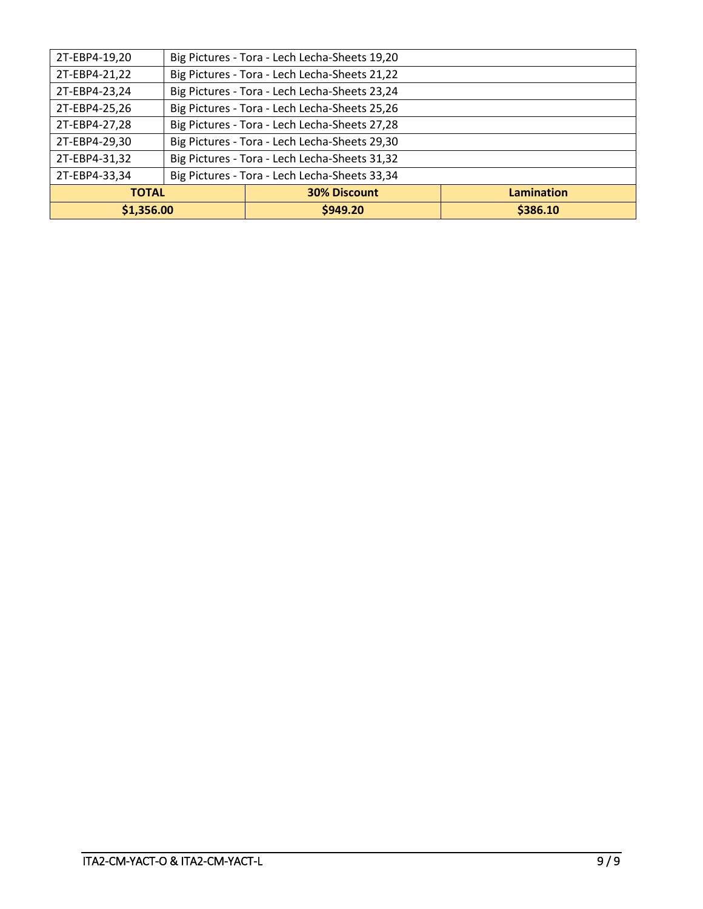| | | |
|---|---|---|
| 2T-EBP4-19,20 | Big Pictures - Tora - Lech Lecha-Sheets 19,20 | |
| 2T-EBP4-21,22 | Big Pictures - Tora - Lech Lecha-Sheets 21,22 | |
| 2T-EBP4-23,24 | Big Pictures - Tora - Lech Lecha-Sheets 23,24 | |
| 2T-EBP4-25,26 | Big Pictures - Tora - Lech Lecha-Sheets 25,26 | |
| 2T-EBP4-27,28 | Big Pictures - Tora - Lech Lecha-Sheets 27,28 | |
| 2T-EBP4-29,30 | Big Pictures - Tora - Lech Lecha-Sheets 29,30 | |
| 2T-EBP4-31,32 | Big Pictures - Tora - Lech Lecha-Sheets 31,32 | |
| 2T-EBP4-33,34 | Big Pictures - Tora - Lech Lecha-Sheets 33,34 | |
| **TOTAL** | **30% Discount** | **Lamination** |
| **$1,356.00** | **$949.20** | **$386.10** |